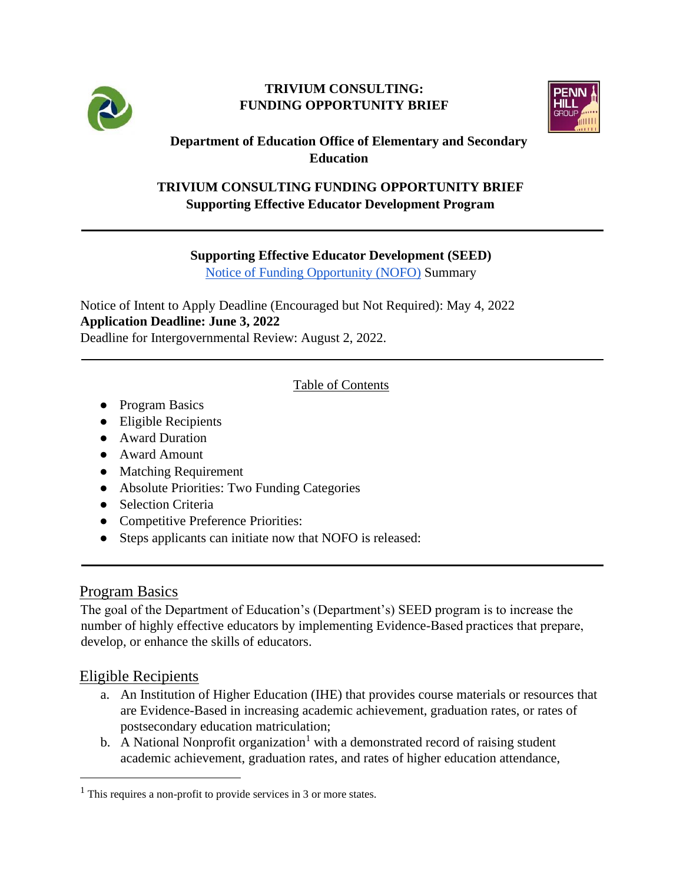**TRIVIUM CONSULTING:**
**FUNDING OPPORTUNITY BRIEF**

**Department of Education Office of Elementary and Secondary Education**

**TRIVIUM CONSULTING FUNDING OPPORTUNITY BRIEF**
**Supporting Effective Educator Development Program**

---

**Supporting Effective Educator Development (SEED)**
Notice of Funding Opportunity (NOFO) Summary

Notice of Intent to Apply Deadline (Encouraged but Not Required): May 4, 2022
**Application Deadline: June 3, 2022**
Deadline for Intergovernmental Review: August 2, 2022.

---

Table of Contents

- Program Basics
- Eligible Recipients
- Award Duration
- Award Amount
- Matching Requirement
- Absolute Priorities: Two Funding Categories
- Selection Criteria
- Competitive Preference Priorities:
- Steps applicants can initiate now that NOFO is released:

---

## Program Basics

The goal of the Department of Education's (Department's) SEED program is to increase the number of highly effective educators by implementing Evidence-Based practices that prepare, develop, or enhance the skills of educators.

## Eligible Recipients

a. An Institution of Higher Education (IHE) that provides course materials or resources that are Evidence-Based in increasing academic achievement, graduation rates, or rates of postsecondary education matriculation;
b. A National Nonprofit organization[1] with a demonstrated record of raising student academic achievement, graduation rates, and rates of higher education attendance,

[1] This requires a non-profit to provide services in 3 or more states.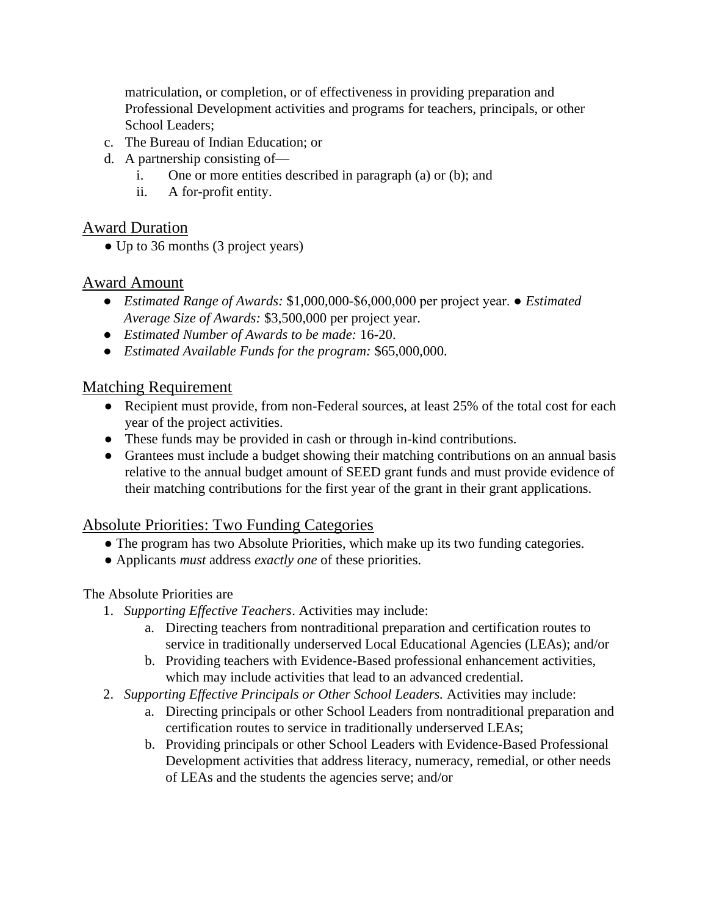matriculation, or completion, or of effectiveness in providing preparation and Professional Development activities and programs for teachers, principals, or other School Leaders;

c. The Bureau of Indian Education; or
d. A partnership consisting of—
    i. One or more entities described in paragraph (a) or (b); and
    ii. A for-profit entity.

## Award Duration

- Up to 36 months (3 project years)

## Award Amount

- *Estimated Range of Awards:* $1,000,000-$6,000,000 per project year. ● *Estimated Average Size of Awards:* $3,500,000 per project year.
- *Estimated Number of Awards to be made:* 16-20.
- *Estimated Available Funds for the program:* $65,000,000.

## Matching Requirement

- Recipient must provide, from non-Federal sources, at least 25% of the total cost for each year of the project activities.
- These funds may be provided in cash or through in-kind contributions.
- Grantees must include a budget showing their matching contributions on an annual basis relative to the annual budget amount of SEED grant funds and must provide evidence of their matching contributions for the first year of the grant in their grant applications.

## Absolute Priorities: Two Funding Categories

- The program has two Absolute Priorities, which make up its two funding categories.
- Applicants *must* address *exactly one* of these priorities.

The Absolute Priorities are

1. *Supporting Effective Teachers*. Activities may include:
    a. Directing teachers from nontraditional preparation and certification routes to service in traditionally underserved Local Educational Agencies (LEAs); and/or
    b. Providing teachers with Evidence-Based professional enhancement activities, which may include activities that lead to an advanced credential.
2. *Supporting Effective Principals or Other School Leaders.* Activities may include:
    a. Directing principals or other School Leaders from nontraditional preparation and certification routes to service in traditionally underserved LEAs;
    b. Providing principals or other School Leaders with Evidence-Based Professional Development activities that address literacy, numeracy, remedial, or other needs of LEAs and the students the agencies serve; and/or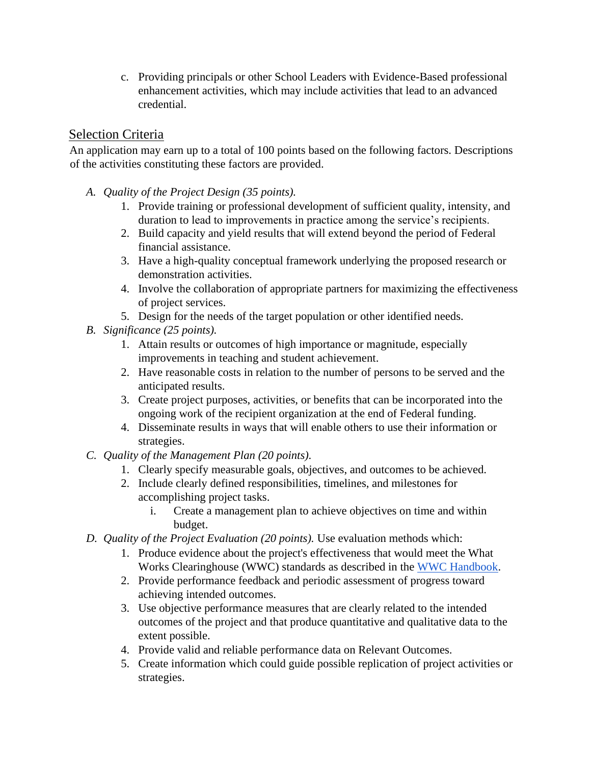c. Providing principals or other School Leaders with Evidence-Based professional enhancement activities, which may include activities that lead to an advanced credential.

## Selection Criteria

An application may earn up to a total of 100 points based on the following factors. Descriptions of the activities constituting these factors are provided.

A. *Quality of the Project Design (35 points).*
    1. Provide training or professional development of sufficient quality, intensity, and duration to lead to improvements in practice among the service's recipients.
    2. Build capacity and yield results that will extend beyond the period of Federal financial assistance.
    3. Have a high-quality conceptual framework underlying the proposed research or demonstration activities.
    4. Involve the collaboration of appropriate partners for maximizing the effectiveness of project services.
    5. Design for the needs of the target population or other identified needs.

B. *Significance (25 points).*
    1. Attain results or outcomes of high importance or magnitude, especially improvements in teaching and student achievement.
    2. Have reasonable costs in relation to the number of persons to be served and the anticipated results.
    3. Create project purposes, activities, or benefits that can be incorporated into the ongoing work of the recipient organization at the end of Federal funding.
    4. Disseminate results in ways that will enable others to use their information or strategies.

C. *Quality of the Management Plan (20 points).*
    1. Clearly specify measurable goals, objectives, and outcomes to be achieved.
    2. Include clearly defined responsibilities, timelines, and milestones for accomplishing project tasks.
        i. Create a management plan to achieve objectives on time and within budget.

D. *Quality of the Project Evaluation (20 points).* Use evaluation methods which:
    1. Produce evidence about the project's effectiveness that would meet the What Works Clearinghouse (WWC) standards as described in the WWC Handbook.
    2. Provide performance feedback and periodic assessment of progress toward achieving intended outcomes.
    3. Use objective performance measures that are clearly related to the intended outcomes of the project and that produce quantitative and qualitative data to the extent possible.
    4. Provide valid and reliable performance data on Relevant Outcomes.
    5. Create information which could guide possible replication of project activities or strategies.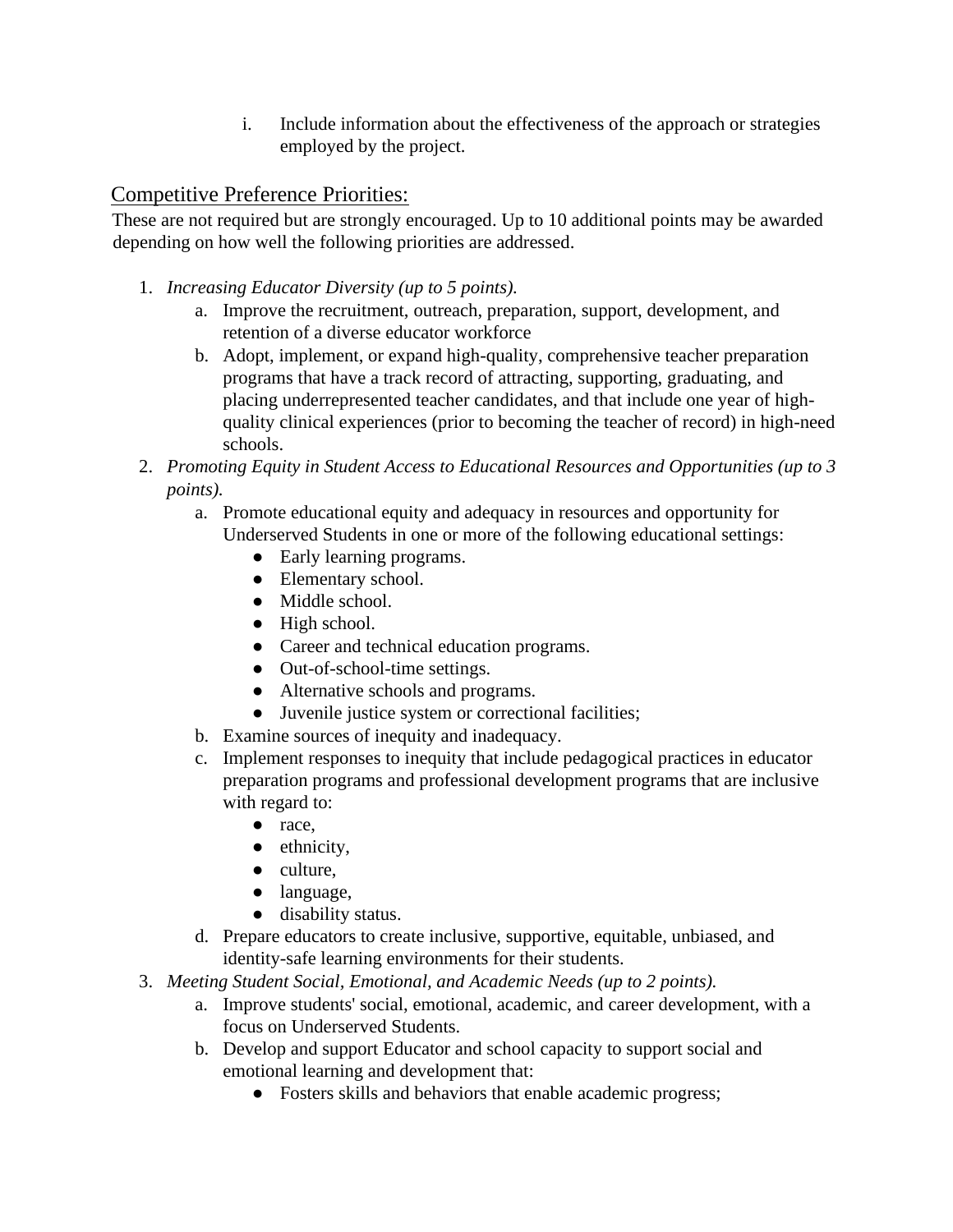i. Include information about the effectiveness of the approach or strategies employed by the project.

## Competitive Preference Priorities:

These are not required but are strongly encouraged. Up to 10 additional points may be awarded depending on how well the following priorities are addressed.

1. *Increasing Educator Diversity (up to 5 points).*
    a. Improve the recruitment, outreach, preparation, support, development, and retention of a diverse educator workforce
    b. Adopt, implement, or expand high-quality, comprehensive teacher preparation programs that have a track record of attracting, supporting, graduating, and placing underrepresented teacher candidates, and that include one year of high-quality clinical experiences (prior to becoming the teacher of record) in high-need schools.
2. *Promoting Equity in Student Access to Educational Resources and Opportunities (up to 3 points).*
    a. Promote educational equity and adequacy in resources and opportunity for Underserved Students in one or more of the following educational settings:
        - Early learning programs.
        - Elementary school.
        - Middle school.
        - High school.
        - Career and technical education programs.
        - Out-of-school-time settings.
        - Alternative schools and programs.
        - Juvenile justice system or correctional facilities;
    b. Examine sources of inequity and inadequacy.
    c. Implement responses to inequity that include pedagogical practices in educator preparation programs and professional development programs that are inclusive with regard to:
        - race,
        - ethnicity,
        - culture,
        - language,
        - disability status.
    d. Prepare educators to create inclusive, supportive, equitable, unbiased, and identity-safe learning environments for their students.
3. *Meeting Student Social, Emotional, and Academic Needs (up to 2 points).*
    a. Improve students' social, emotional, academic, and career development, with a focus on Underserved Students.
    b. Develop and support Educator and school capacity to support social and emotional learning and development that:
        - Fosters skills and behaviors that enable academic progress;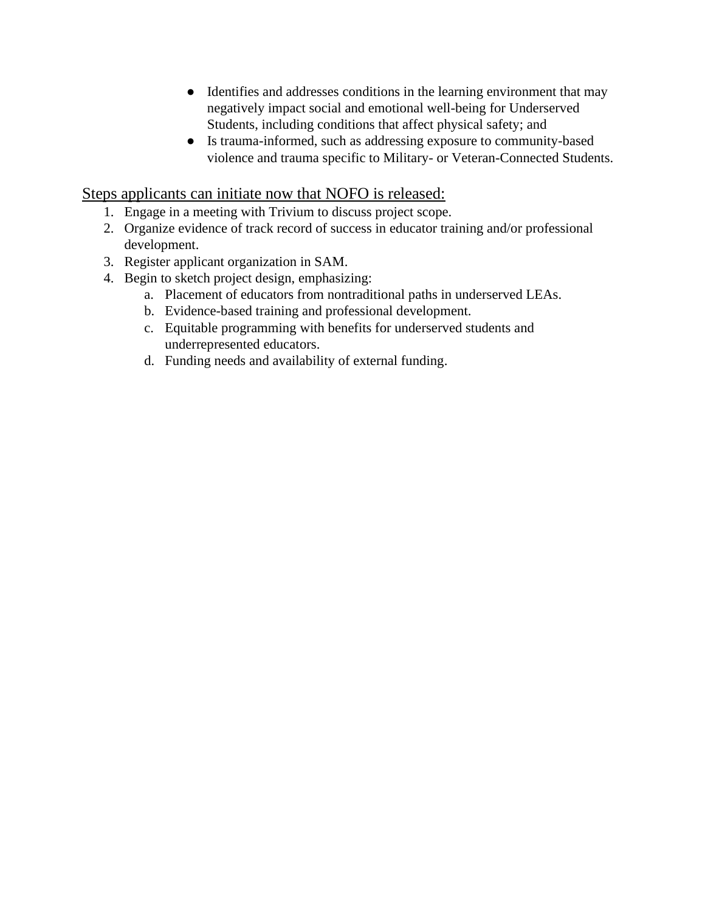- Identifies and addresses conditions in the learning environment that may negatively impact social and emotional well-being for Underserved Students, including conditions that affect physical safety; and
- Is trauma-informed, such as addressing exposure to community-based violence and trauma specific to Military- or Veteran-Connected Students.

## Steps applicants can initiate now that NOFO is released:

1. Engage in a meeting with Trivium to discuss project scope.
2. Organize evidence of track record of success in educator training and/or professional development.
3. Register applicant organization in SAM.
4. Begin to sketch project design, emphasizing:
   a. Placement of educators from nontraditional paths in underserved LEAs.
   b. Evidence-based training and professional development.
   c. Equitable programming with benefits for underserved students and underrepresented educators.
   d. Funding needs and availability of external funding.